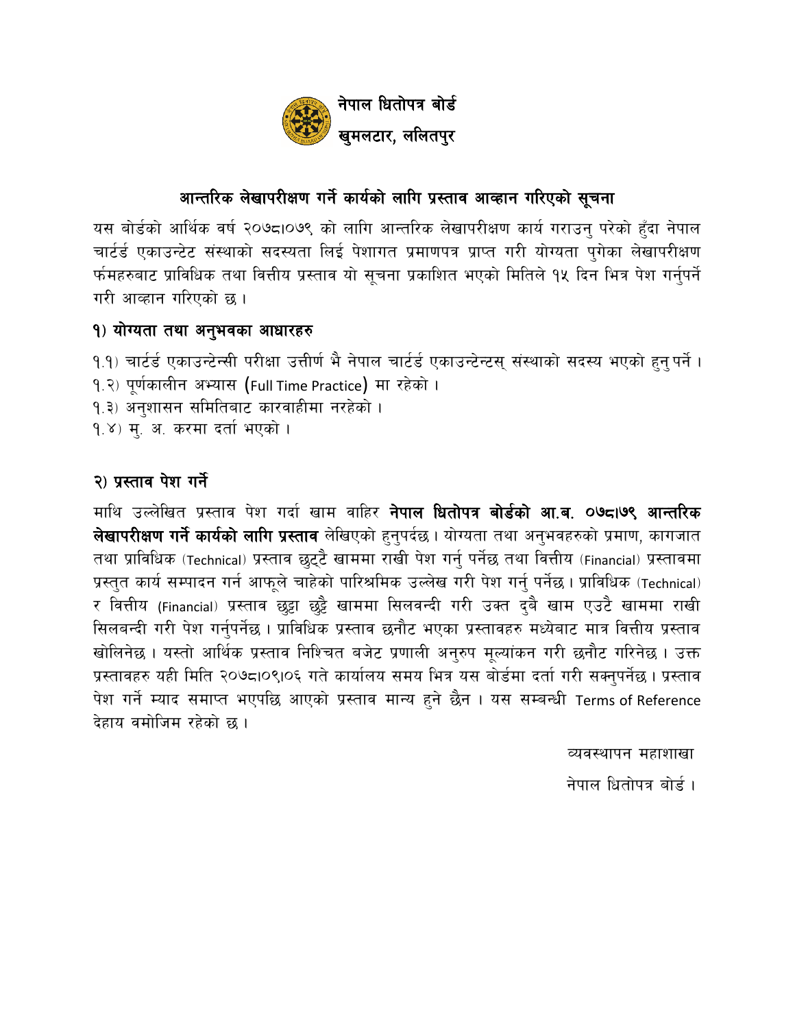# नेपाल धितोपत्र बोर्ड
## खुमलटार, ललितपुर

## आन्तरिक लेखापरीक्षण गर्ने कार्यको लागि प्रस्ताव आव्हान गरिएको सूचना

यस बोर्डको आर्थिक वर्ष २०७८।०७९ को लागि आन्तरिक लेखापरीक्षण कार्य गराउनु परेको हुँदा नेपाल चार्टर्ड एकाउन्टेट संस्थाको सदस्यता लिई पेशागत प्रमाणपत्र प्राप्त गरी योग्यता पुगेका लेखापरीक्षण फर्महरुबाट प्राविधिक तथा वित्तीय प्रस्ताव यो सूचना प्रकाशित भएको मितिले १५ दिन भित्र पेश गर्नुपर्ने गरी आव्हान गरिएको छ ।

### १) योग्यता तथा अनुभवका आधारहरु

१.१) चार्टर्ड एकाउन्टेन्सी परीक्षा उत्तीर्ण भै नेपाल चार्टर्ड एकाउन्टेन्टस् संस्थाको सदस्य भएको हुनु पर्ने ।
१.२) पूर्णकालीन अभ्यास (Full Time Practice) मा रहेको ।
१.३) अनुशासन समितिबाट कारवाहीमा नरहेको ।
१.४) मु. अ. करमा दर्ता भएको ।

### २) प्रस्ताव पेश गर्ने

माथि उल्लेखित प्रस्ताव पेश गर्दा खाम वाहिर **नेपाल धितोपत्र बोर्डको आ.ब. ०७८।७९ आन्तरिक लेखापरीक्षण गर्ने कार्यको लागि प्रस्ताव** लेखिएको हुनुपर्दछ । योग्यता तथा अनुभवहरुको प्रमाण, कागजात तथा प्राविधिक (Technical) प्रस्ताव छुट्टै खाममा राखी पेश गर्नु पर्नेछ तथा वित्तीय (Financial) प्रस्तावमा प्रस्तुत कार्य सम्पादन गर्न आफूले चाहेको पारिश्रमिक उल्लेख गरी पेश गर्नु पर्नेछ । प्राविधिक (Technical) र वित्तीय (Financial) प्रस्ताव छुट्टा छुट्टै खाममा सिलवन्दी गरी उक्त दुबै खाम एउटै खाममा राखी सिलबन्दी गरी पेश गर्नुपर्नेछ । प्राविधिक प्रस्ताव छनौट भएका प्रस्तावहरु मध्येबाट मात्र वित्तीय प्रस्ताव खोलिनेछ । यस्तो आर्थिक प्रस्ताव निश्चित बजेट प्रणाली अनुरुप मूल्यांकन गरी छनौट गरिनेछ । उक्त प्रस्तावहरु यही मिति २०७८।०९।०६ गते कार्यालय समय भित्र यस बोर्डमा दर्ता गरी सक्नुपर्नेछ । प्रस्ताव पेश गर्ने म्याद समाप्त भएपछि आएको प्रस्ताव मान्य हुने छैन । यस सम्बन्धी Terms of Reference देहाय वमोजिम रहेको छ ।

व्यवस्थापन महाशाखा

नेपाल धितोपत्र बोर्ड ।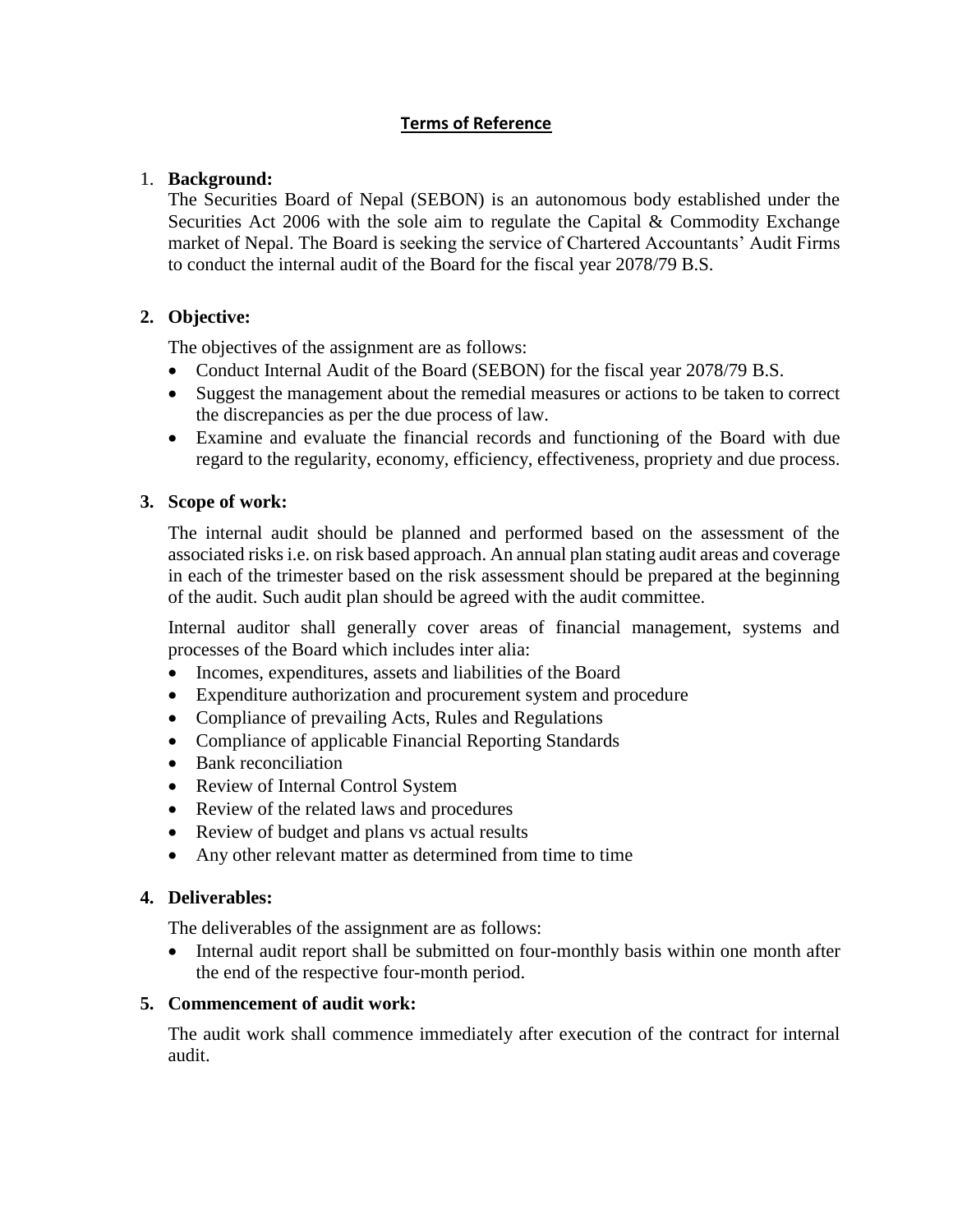# Terms of Reference

1. **Background:**

   The Securities Board of Nepal (SEBON) is an autonomous body established under the Securities Act 2006 with the sole aim to regulate the Capital & Commodity Exchange market of Nepal. The Board is seeking the service of Chartered Accountants' Audit Firms to conduct the internal audit of the Board for the fiscal year 2078/79 B.S.

2. **Objective:**

   The objectives of the assignment are as follows:

   - Conduct Internal Audit of the Board (SEBON) for the fiscal year 2078/79 B.S.
   - Suggest the management about the remedial measures or actions to be taken to correct the discrepancies as per the due process of law.
   - Examine and evaluate the financial records and functioning of the Board with due regard to the regularity, economy, efficiency, effectiveness, propriety and due process.

3. **Scope of work:**

   The internal audit should be planned and performed based on the assessment of the associated risks i.e. on risk based approach. An annual plan stating audit areas and coverage in each of the trimester based on the risk assessment should be prepared at the beginning of the audit. Such audit plan should be agreed with the audit committee.

   Internal auditor shall generally cover areas of financial management, systems and processes of the Board which includes inter alia:

   - Incomes, expenditures, assets and liabilities of the Board
   - Expenditure authorization and procurement system and procedure
   - Compliance of prevailing Acts, Rules and Regulations
   - Compliance of applicable Financial Reporting Standards
   - Bank reconciliation
   - Review of Internal Control System
   - Review of the related laws and procedures
   - Review of budget and plans vs actual results
   - Any other relevant matter as determined from time to time

4. **Deliverables:**

   The deliverables of the assignment are as follows:

   - Internal audit report shall be submitted on four-monthly basis within one month after the end of the respective four-month period.

5. **Commencement of audit work:**

   The audit work shall commence immediately after execution of the contract for internal audit.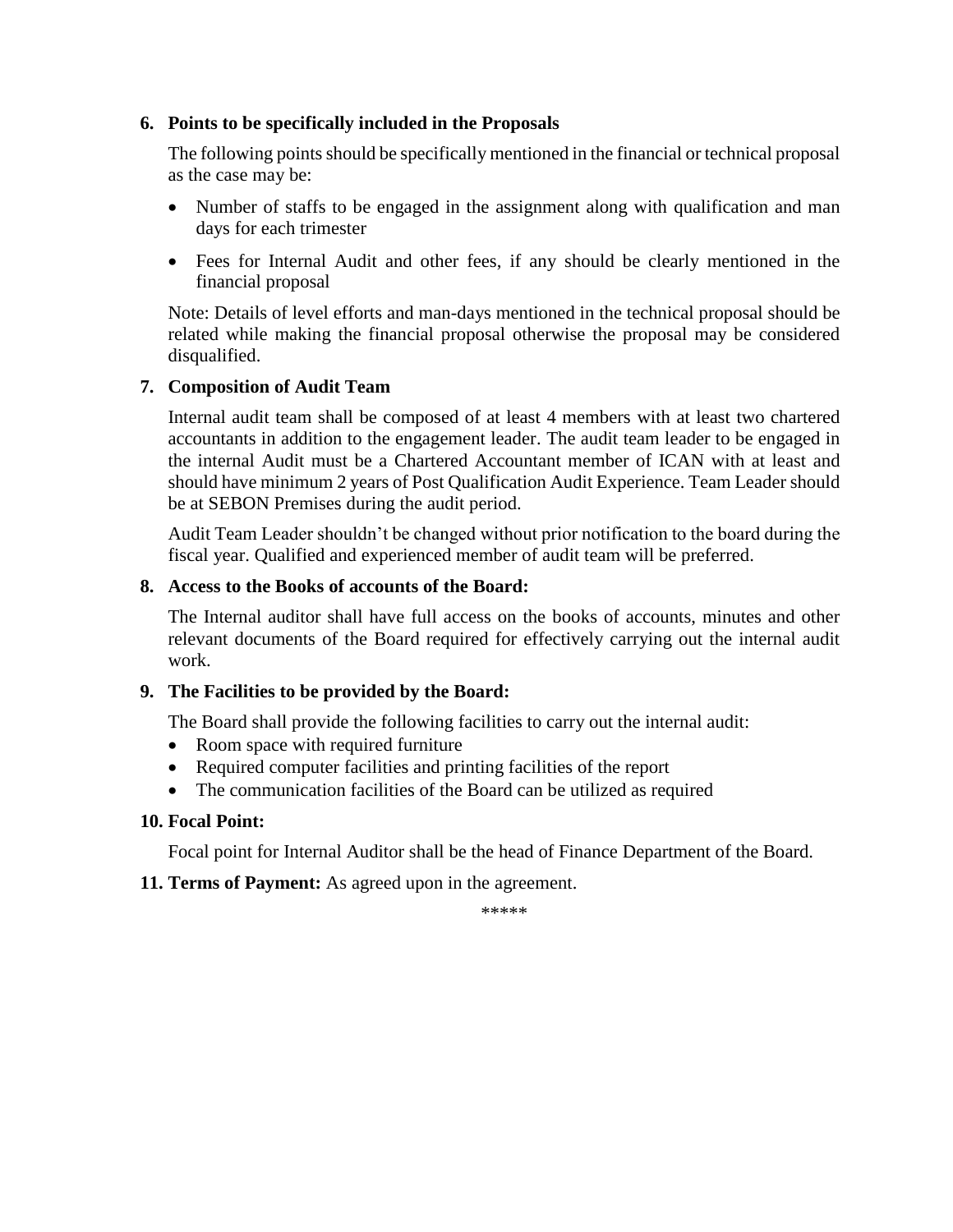**6. Points to be specifically included in the Proposals**

The following points should be specifically mentioned in the financial or technical proposal as the case may be:

- Number of staffs to be engaged in the assignment along with qualification and man days for each trimester
- Fees for Internal Audit and other fees, if any should be clearly mentioned in the financial proposal

Note: Details of level efforts and man-days mentioned in the technical proposal should be related while making the financial proposal otherwise the proposal may be considered disqualified.

**7. Composition of Audit Team**

Internal audit team shall be composed of at least 4 members with at least two chartered accountants in addition to the engagement leader. The audit team leader to be engaged in the internal Audit must be a Chartered Accountant member of ICAN with at least and should have minimum 2 years of Post Qualification Audit Experience. Team Leader should be at SEBON Premises during the audit period.

Audit Team Leader shouldn't be changed without prior notification to the board during the fiscal year. Qualified and experienced member of audit team will be preferred.

**8. Access to the Books of accounts of the Board:**

The Internal auditor shall have full access on the books of accounts, minutes and other relevant documents of the Board required for effectively carrying out the internal audit work.

**9. The Facilities to be provided by the Board:**

The Board shall provide the following facilities to carry out the internal audit:

- Room space with required furniture
- Required computer facilities and printing facilities of the report
- The communication facilities of the Board can be utilized as required

**10. Focal Point:**

Focal point for Internal Auditor shall be the head of Finance Department of the Board.

**11. Terms of Payment:** As agreed upon in the agreement.

*****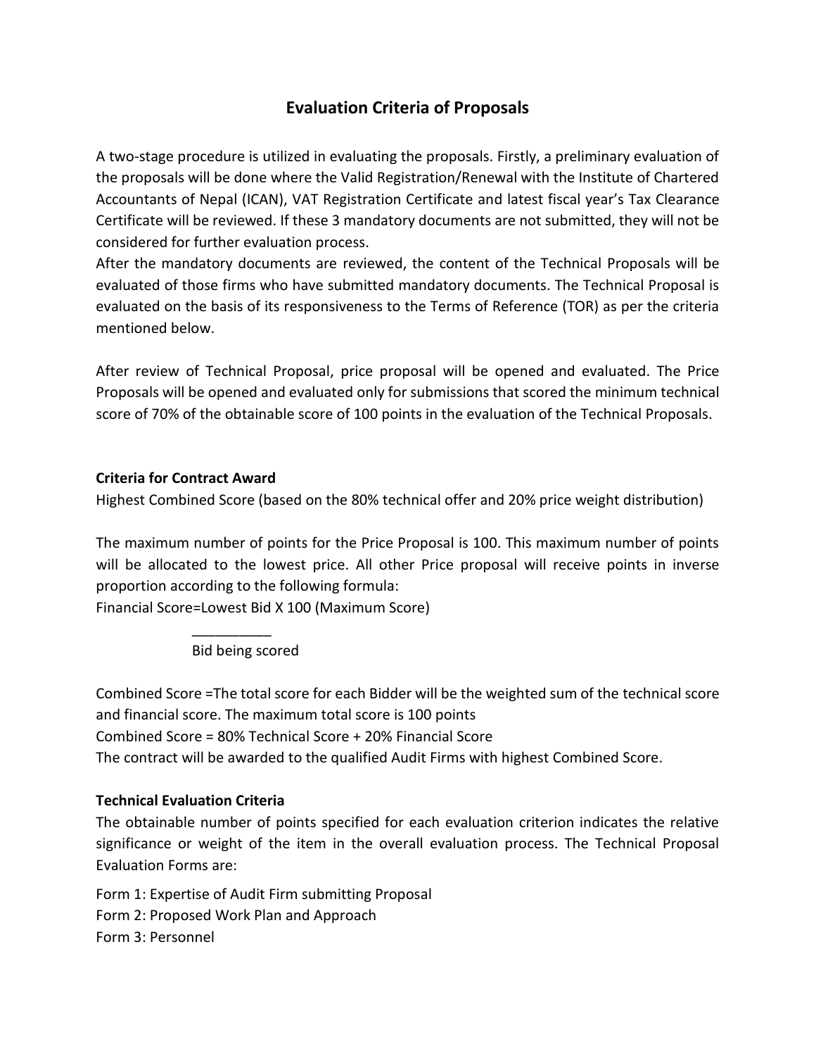# Evaluation Criteria of Proposals

A two-stage procedure is utilized in evaluating the proposals. Firstly, a preliminary evaluation of the proposals will be done where the Valid Registration/Renewal with the Institute of Chartered Accountants of Nepal (ICAN), VAT Registration Certificate and latest fiscal year's Tax Clearance Certificate will be reviewed. If these 3 mandatory documents are not submitted, they will not be considered for further evaluation process.

After the mandatory documents are reviewed, the content of the Technical Proposals will be evaluated of those firms who have submitted mandatory documents. The Technical Proposal is evaluated on the basis of its responsiveness to the Terms of Reference (TOR) as per the criteria mentioned below.

After review of Technical Proposal, price proposal will be opened and evaluated. The Price Proposals will be opened and evaluated only for submissions that scored the minimum technical score of 70% of the obtainable score of 100 points in the evaluation of the Technical Proposals.

**Criteria for Contract Award**

Highest Combined Score (based on the 80% technical offer and 20% price weight distribution)

The maximum number of points for the Price Proposal is 100. This maximum number of points will be allocated to the lowest price. All other Price proposal will receive points in inverse proportion according to the following formula:

$$\text{Financial Score} = \frac{\text{Lowest Bid}}{\text{Bid being scored}} \times 100 \text{ (Maximum Score)}$$

Combined Score =The total score for each Bidder will be the weighted sum of the technical score and financial score. The maximum total score is 100 points

Combined Score = 80% Technical Score + 20% Financial Score

The contract will be awarded to the qualified Audit Firms with highest Combined Score.

**Technical Evaluation Criteria**

The obtainable number of points specified for each evaluation criterion indicates the relative significance or weight of the item in the overall evaluation process. The Technical Proposal Evaluation Forms are:

Form 1: Expertise of Audit Firm submitting Proposal
Form 2: Proposed Work Plan and Approach
Form 3: Personnel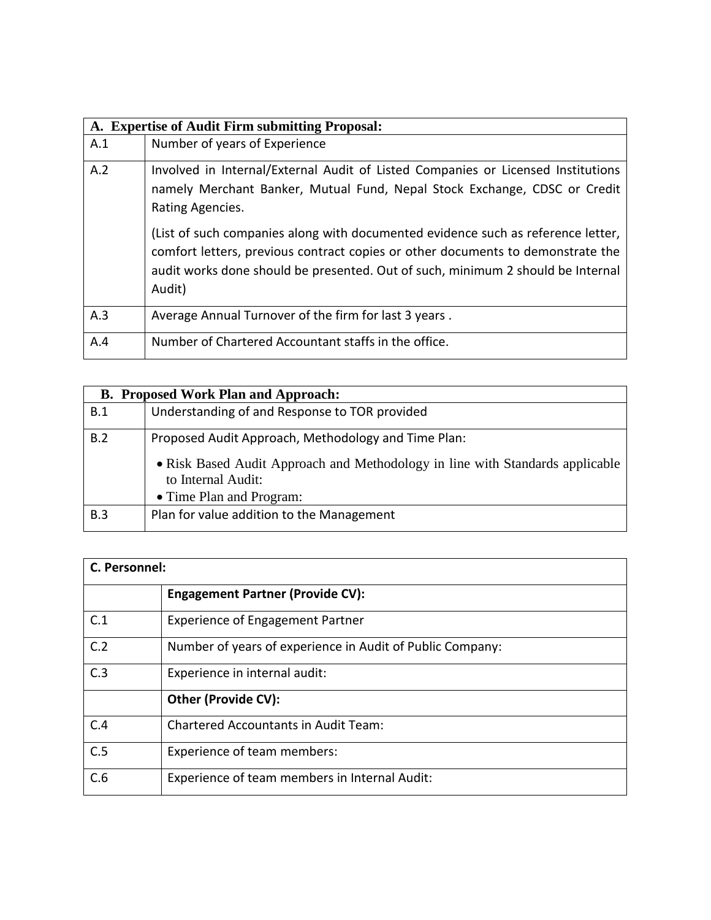| A. Expertise of Audit Firm submitting Proposal: | |
|---|---|
| A.1 | Number of years of Experience |
| A.2 | Involved in Internal/External Audit of Listed Companies or Licensed Institutions namely Merchant Banker, Mutual Fund, Nepal Stock Exchange, CDSC or Credit Rating Agencies.<br><br>(List of such companies along with documented evidence such as reference letter, comfort letters, previous contract copies or other documents to demonstrate the audit works done should be presented. Out of such, minimum 2 should be Internal Audit) |
| A.3 | Average Annual Turnover of the firm for last 3 years . |
| A.4 | Number of Chartered Accountant staffs in the office. |

| B. Proposed Work Plan and Approach: | |
|---|---|
| B.1 | Understanding of and Response to TOR provided |
| B.2 | Proposed Audit Approach, Methodology and Time Plan:<br><br>• Risk Based Audit Approach and Methodology in line with Standards applicable to Internal Audit:<br>• Time Plan and Program: |
| B.3 | Plan for value addition to the Management |

| C. Personnel: | |
|---|---|
| | **Engagement Partner (Provide CV):** |
| C.1 | Experience of Engagement Partner |
| C.2 | Number of years of experience in Audit of Public Company: |
| C.3 | Experience in internal audit: |
| | **Other (Provide CV):** |
| C.4 | Chartered Accountants in Audit Team: |
| C.5 | Experience of team members: |
| C.6 | Experience of team members in Internal Audit: |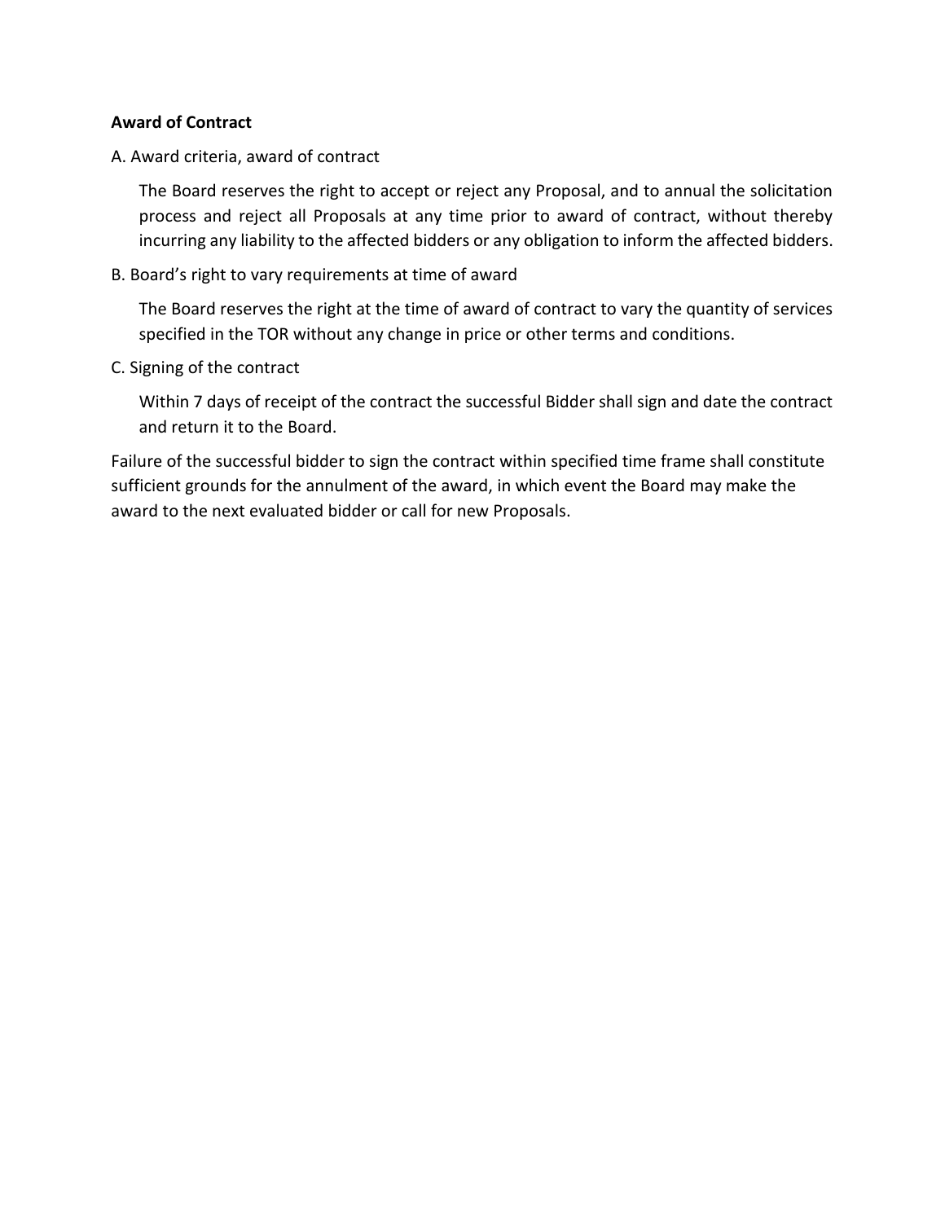**Award of Contract**

A. Award criteria, award of contract

The Board reserves the right to accept or reject any Proposal, and to annual the solicitation process and reject all Proposals at any time prior to award of contract, without thereby incurring any liability to the affected bidders or any obligation to inform the affected bidders.

B. Board's right to vary requirements at time of award

The Board reserves the right at the time of award of contract to vary the quantity of services specified in the TOR without any change in price or other terms and conditions.

C. Signing of the contract

Within 7 days of receipt of the contract the successful Bidder shall sign and date the contract and return it to the Board.

Failure of the successful bidder to sign the contract within specified time frame shall constitute sufficient grounds for the annulment of the award, in which event the Board may make the award to the next evaluated bidder or call for new Proposals.